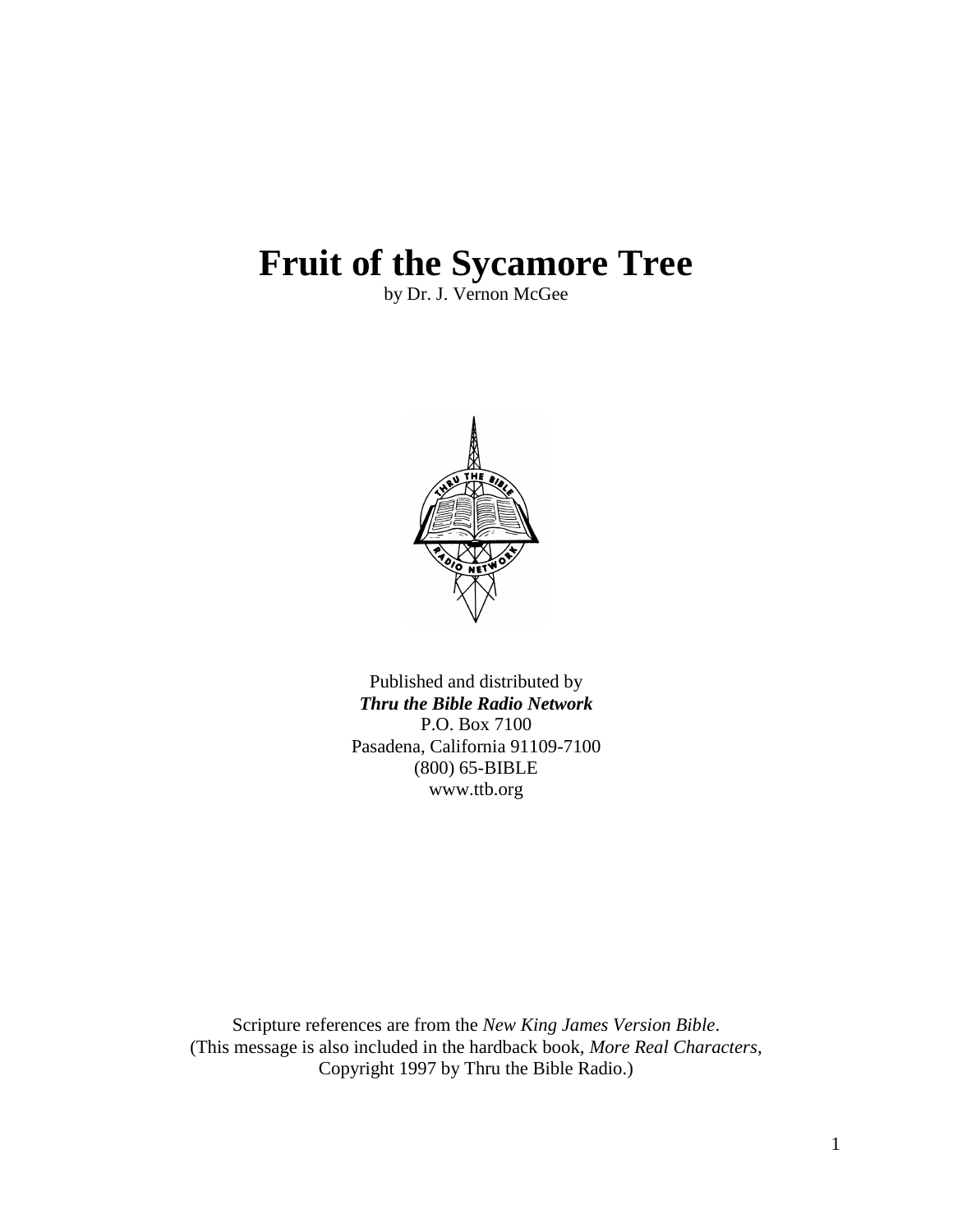# Fruit of the Sycamore Tree

by Dr. J. Vernon McGee

Published and distributed by
***Thru the Bible Radio Network***
P.O. Box 7100
Pasadena, California 91109-7100
(800) 65-BIBLE
www.ttb.org

Scripture references are from the *New King James Version Bible*.
(This message is also included in the hardback book, *More Real Characters*,
Copyright 1997 by Thru the Bible Radio.)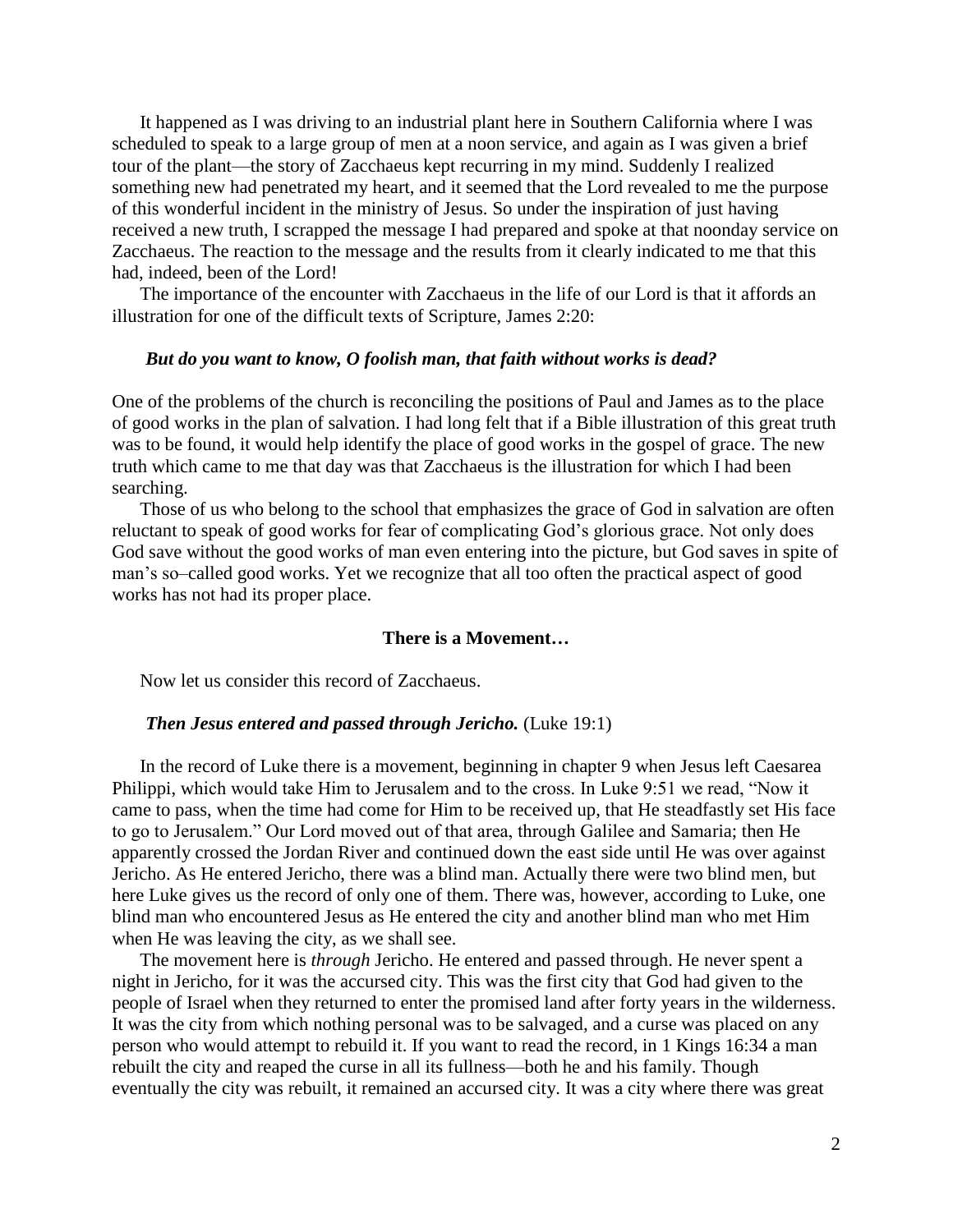It happened as I was driving to an industrial plant here in Southern California where I was scheduled to speak to a large group of men at a noon service, and again as I was given a brief tour of the plant—the story of Zacchaeus kept recurring in my mind. Suddenly I realized something new had penetrated my heart, and it seemed that the Lord revealed to me the purpose of this wonderful incident in the ministry of Jesus. So under the inspiration of just having received a new truth, I scrapped the message I had prepared and spoke at that noonday service on Zacchaeus. The reaction to the message and the results from it clearly indicated to me that this had, indeed, been of the Lord!

The importance of the encounter with Zacchaeus in the life of our Lord is that it affords an illustration for one of the difficult texts of Scripture, James 2:20:

> ***But do you want to know, O foolish man, that faith without works is dead?***

One of the problems of the church is reconciling the positions of Paul and James as to the place of good works in the plan of salvation. I had long felt that if a Bible illustration of this great truth was to be found, it would help identify the place of good works in the gospel of grace. The new truth which came to me that day was that Zacchaeus is the illustration for which I had been searching.

Those of us who belong to the school that emphasizes the grace of God in salvation are often reluctant to speak of good works for fear of complicating God's glorious grace. Not only does God save without the good works of man even entering into the picture, but God saves in spite of man's so–called good works. Yet we recognize that all too often the practical aspect of good works has not had its proper place.

## There is a Movement…

Now let us consider this record of Zacchaeus.

> ***Then Jesus entered and passed through Jericho.*** (Luke 19:1)

In the record of Luke there is a movement, beginning in chapter 9 when Jesus left Caesarea Philippi, which would take Him to Jerusalem and to the cross. In Luke 9:51 we read, "Now it came to pass, when the time had come for Him to be received up, that He steadfastly set His face to go to Jerusalem." Our Lord moved out of that area, through Galilee and Samaria; then He apparently crossed the Jordan River and continued down the east side until He was over against Jericho. As He entered Jericho, there was a blind man. Actually there were two blind men, but here Luke gives us the record of only one of them. There was, however, according to Luke, one blind man who encountered Jesus as He entered the city and another blind man who met Him when He was leaving the city, as we shall see.

The movement here is *through* Jericho. He entered and passed through. He never spent a night in Jericho, for it was the accursed city. This was the first city that God had given to the people of Israel when they returned to enter the promised land after forty years in the wilderness. It was the city from which nothing personal was to be salvaged, and a curse was placed on any person who would attempt to rebuild it. If you want to read the record, in 1 Kings 16:34 a man rebuilt the city and reaped the curse in all its fullness—both he and his family. Though eventually the city was rebuilt, it remained an accursed city. It was a city where there was great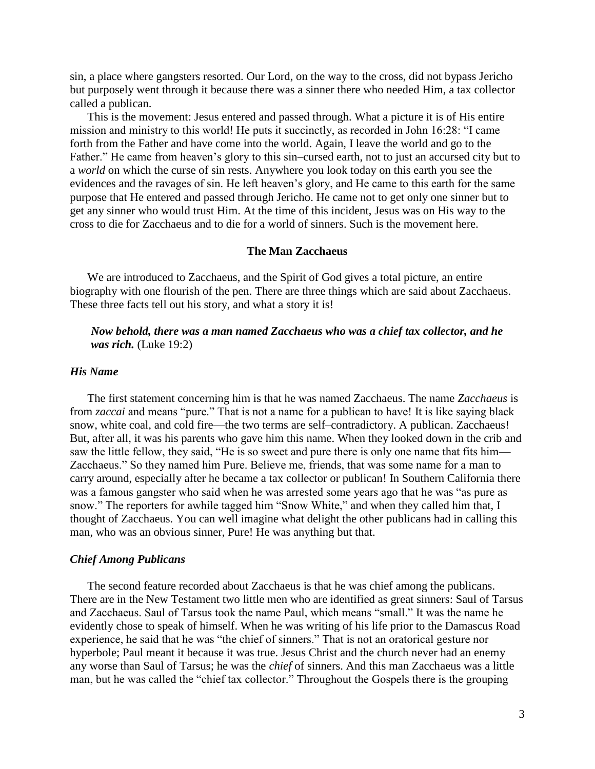sin, a place where gangsters resorted. Our Lord, on the way to the cross, did not bypass Jericho but purposely went through it because there was a sinner there who needed Him, a tax collector called a publican.

This is the movement: Jesus entered and passed through. What a picture it is of His entire mission and ministry to this world! He puts it succinctly, as recorded in John 16:28: "I came forth from the Father and have come into the world. Again, I leave the world and go to the Father." He came from heaven's glory to this sin–cursed earth, not to just an accursed city but to a *world* on which the curse of sin rests. Anywhere you look today on this earth you see the evidences and the ravages of sin. He left heaven's glory, and He came to this earth for the same purpose that He entered and passed through Jericho. He came not to get only one sinner but to get any sinner who would trust Him. At the time of this incident, Jesus was on His way to the cross to die for Zacchaeus and to die for a world of sinners. Such is the movement here.

## The Man Zacchaeus

We are introduced to Zacchaeus, and the Spirit of God gives a total picture, an entire biography with one flourish of the pen. There are three things which are said about Zacchaeus. These three facts tell out his story, and what a story it is!

> ***Now behold, there was a man named Zacchaeus who was a chief tax collector, and he was rich.*** (Luke 19:2)

### *His Name*

The first statement concerning him is that he was named Zacchaeus. The name *Zacchaeus* is from *zaccai* and means "pure." That is not a name for a publican to have! It is like saying black snow, white coal, and cold fire—the two terms are self–contradictory. A publican. Zacchaeus! But, after all, it was his parents who gave him this name. When they looked down in the crib and saw the little fellow, they said, "He is so sweet and pure there is only one name that fits him—Zacchaeus." So they named him Pure. Believe me, friends, that was some name for a man to carry around, especially after he became a tax collector or publican! In Southern California there was a famous gangster who said when he was arrested some years ago that he was "as pure as snow." The reporters for awhile tagged him "Snow White," and when they called him that, I thought of Zacchaeus. You can well imagine what delight the other publicans had in calling this man, who was an obvious sinner, Pure! He was anything but that.

### *Chief Among Publicans*

The second feature recorded about Zacchaeus is that he was chief among the publicans. There are in the New Testament two little men who are identified as great sinners: Saul of Tarsus and Zacchaeus. Saul of Tarsus took the name Paul, which means "small." It was the name he evidently chose to speak of himself. When he was writing of his life prior to the Damascus Road experience, he said that he was "the chief of sinners." That is not an oratorical gesture nor hyperbole; Paul meant it because it was true. Jesus Christ and the church never had an enemy any worse than Saul of Tarsus; he was the *chief* of sinners. And this man Zacchaeus was a little man, but he was called the "chief tax collector." Throughout the Gospels there is the grouping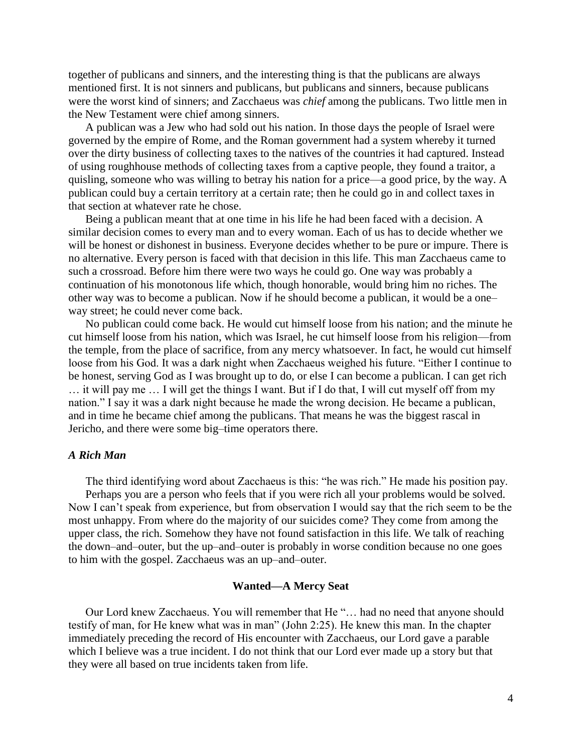together of publicans and sinners, and the interesting thing is that the publicans are always mentioned first. It is not sinners and publicans, but publicans and sinners, because publicans were the worst kind of sinners; and Zacchaeus was *chief* among the publicans. Two little men in the New Testament were chief among sinners.

A publican was a Jew who had sold out his nation. In those days the people of Israel were governed by the empire of Rome, and the Roman government had a system whereby it turned over the dirty business of collecting taxes to the natives of the countries it had captured. Instead of using roughhouse methods of collecting taxes from a captive people, they found a traitor, a quisling, someone who was willing to betray his nation for a price—a good price, by the way. A publican could buy a certain territory at a certain rate; then he could go in and collect taxes in that section at whatever rate he chose.

Being a publican meant that at one time in his life he had been faced with a decision. A similar decision comes to every man and to every woman. Each of us has to decide whether we will be honest or dishonest in business. Everyone decides whether to be pure or impure. There is no alternative. Every person is faced with that decision in this life. This man Zacchaeus came to such a crossroad. Before him there were two ways he could go. One way was probably a continuation of his monotonous life which, though honorable, would bring him no riches. The other way was to become a publican. Now if he should become a publican, it would be a one–way street; he could never come back.

No publican could come back. He would cut himself loose from his nation; and the minute he cut himself loose from his nation, which was Israel, he cut himself loose from his religion—from the temple, from the place of sacrifice, from any mercy whatsoever. In fact, he would cut himself loose from his God. It was a dark night when Zacchaeus weighed his future. "Either I continue to be honest, serving God as I was brought up to do, or else I can become a publican. I can get rich … it will pay me … I will get the things I want. But if I do that, I will cut myself off from my nation." I say it was a dark night because he made the wrong decision. He became a publican, and in time he became chief among the publicans. That means he was the biggest rascal in Jericho, and there were some big–time operators there.

### *A Rich Man*

The third identifying word about Zacchaeus is this: "he was rich." He made his position pay.

Perhaps you are a person who feels that if you were rich all your problems would be solved. Now I can't speak from experience, but from observation I would say that the rich seem to be the most unhappy. From where do the majority of our suicides come? They come from among the upper class, the rich. Somehow they have not found satisfaction in this life. We talk of reaching the down–and–outer, but the up–and–outer is probably in worse condition because no one goes to him with the gospel. Zacchaeus was an up–and–outer.

## Wanted—A Mercy Seat

Our Lord knew Zacchaeus. You will remember that He "… had no need that anyone should testify of man, for He knew what was in man" (John 2:25). He knew this man. In the chapter immediately preceding the record of His encounter with Zacchaeus, our Lord gave a parable which I believe was a true incident. I do not think that our Lord ever made up a story but that they were all based on true incidents taken from life.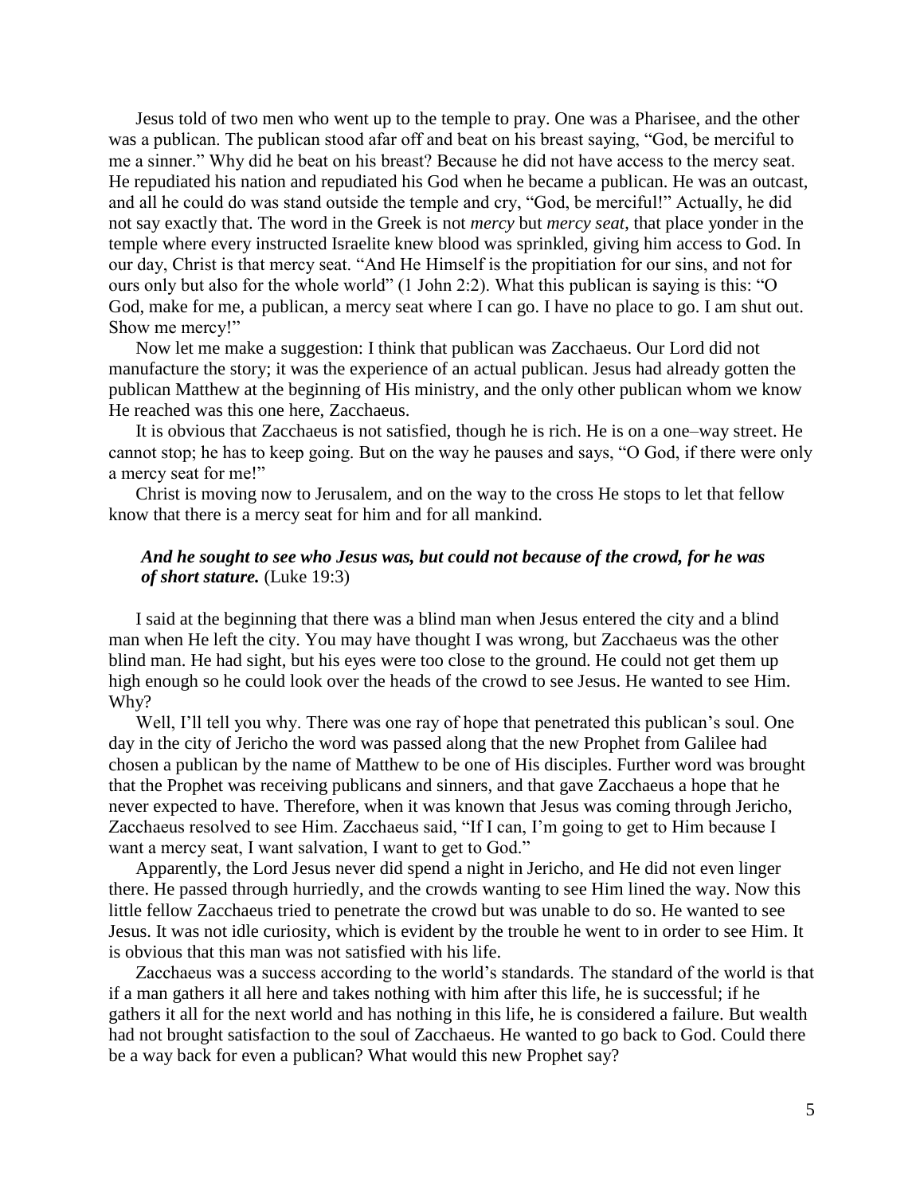Jesus told of two men who went up to the temple to pray. One was a Pharisee, and the other was a publican. The publican stood afar off and beat on his breast saying, "God, be merciful to me a sinner." Why did he beat on his breast? Because he did not have access to the mercy seat. He repudiated his nation and repudiated his God when he became a publican. He was an outcast, and all he could do was stand outside the temple and cry, "God, be merciful!" Actually, he did not say exactly that. The word in the Greek is not *mercy* but *mercy seat*, that place yonder in the temple where every instructed Israelite knew blood was sprinkled, giving him access to God. In our day, Christ is that mercy seat. "And He Himself is the propitiation for our sins, and not for ours only but also for the whole world" (1 John 2:2). What this publican is saying is this: "O God, make for me, a publican, a mercy seat where I can go. I have no place to go. I am shut out. Show me mercy!"

Now let me make a suggestion: I think that publican was Zacchaeus. Our Lord did not manufacture the story; it was the experience of an actual publican. Jesus had already gotten the publican Matthew at the beginning of His ministry, and the only other publican whom we know He reached was this one here, Zacchaeus.

It is obvious that Zacchaeus is not satisfied, though he is rich. He is on a one–way street. He cannot stop; he has to keep going. But on the way he pauses and says, "O God, if there were only a mercy seat for me!"

Christ is moving now to Jerusalem, and on the way to the cross He stops to let that fellow know that there is a mercy seat for him and for all mankind.

> ***And he sought to see who Jesus was, but could not because of the crowd, for he was of short stature.*** (Luke 19:3)

I said at the beginning that there was a blind man when Jesus entered the city and a blind man when He left the city. You may have thought I was wrong, but Zacchaeus was the other blind man. He had sight, but his eyes were too close to the ground. He could not get them up high enough so he could look over the heads of the crowd to see Jesus. He wanted to see Him. Why?

Well, I'll tell you why. There was one ray of hope that penetrated this publican's soul. One day in the city of Jericho the word was passed along that the new Prophet from Galilee had chosen a publican by the name of Matthew to be one of His disciples. Further word was brought that the Prophet was receiving publicans and sinners, and that gave Zacchaeus a hope that he never expected to have. Therefore, when it was known that Jesus was coming through Jericho, Zacchaeus resolved to see Him. Zacchaeus said, "If I can, I'm going to get to Him because I want a mercy seat, I want salvation, I want to get to God."

Apparently, the Lord Jesus never did spend a night in Jericho, and He did not even linger there. He passed through hurriedly, and the crowds wanting to see Him lined the way. Now this little fellow Zacchaeus tried to penetrate the crowd but was unable to do so. He wanted to see Jesus. It was not idle curiosity, which is evident by the trouble he went to in order to see Him. It is obvious that this man was not satisfied with his life.

Zacchaeus was a success according to the world's standards. The standard of the world is that if a man gathers it all here and takes nothing with him after this life, he is successful; if he gathers it all for the next world and has nothing in this life, he is considered a failure. But wealth had not brought satisfaction to the soul of Zacchaeus. He wanted to go back to God. Could there be a way back for even a publican? What would this new Prophet say?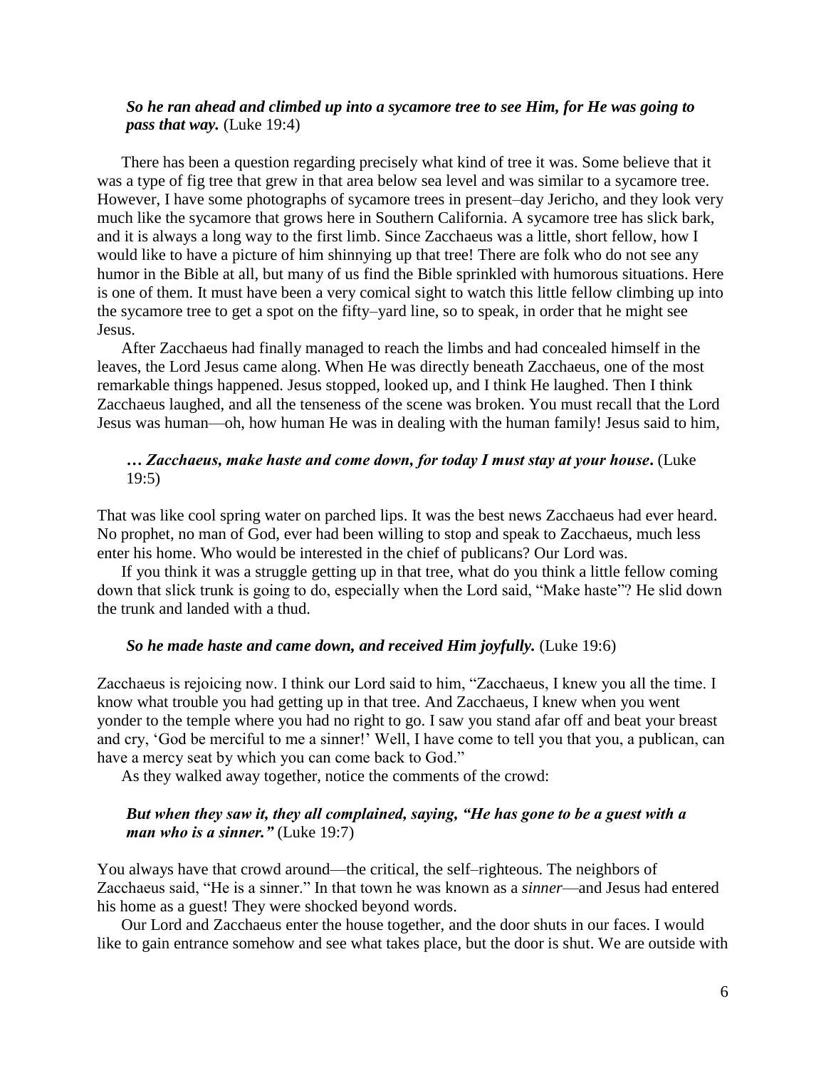*So he ran ahead and climbed up into a sycamore tree to see Him, for He was going to pass that way.* (Luke 19:4)

There has been a question regarding precisely what kind of tree it was. Some believe that it was a type of fig tree that grew in that area below sea level and was similar to a sycamore tree. However, I have some photographs of sycamore trees in present–day Jericho, and they look very much like the sycamore that grows here in Southern California. A sycamore tree has slick bark, and it is always a long way to the first limb. Since Zacchaeus was a little, short fellow, how I would like to have a picture of him shinnying up that tree! There are folk who do not see any humor in the Bible at all, but many of us find the Bible sprinkled with humorous situations. Here is one of them. It must have been a very comical sight to watch this little fellow climbing up into the sycamore tree to get a spot on the fifty–yard line, so to speak, in order that he might see Jesus.

After Zacchaeus had finally managed to reach the limbs and had concealed himself in the leaves, the Lord Jesus came along. When He was directly beneath Zacchaeus, one of the most remarkable things happened. Jesus stopped, looked up, and I think He laughed. Then I think Zacchaeus laughed, and all the tenseness of the scene was broken. You must recall that the Lord Jesus was human—oh, how human He was in dealing with the human family! Jesus said to him,

***… Zacchaeus, make haste and come down, for today I must stay at your house*.** (Luke 19:5)

That was like cool spring water on parched lips. It was the best news Zacchaeus had ever heard. No prophet, no man of God, ever had been willing to stop and speak to Zacchaeus, much less enter his home. Who would be interested in the chief of publicans? Our Lord was.

If you think it was a struggle getting up in that tree, what do you think a little fellow coming down that slick trunk is going to do, especially when the Lord said, "Make haste"? He slid down the trunk and landed with a thud.

***So he made haste and came down, and received Him joyfully.*** (Luke 19:6)

Zacchaeus is rejoicing now. I think our Lord said to him, "Zacchaeus, I knew you all the time. I know what trouble you had getting up in that tree. And Zacchaeus, I knew when you went yonder to the temple where you had no right to go. I saw you stand afar off and beat your breast and cry, 'God be merciful to me a sinner!' Well, I have come to tell you that you, a publican, can have a mercy seat by which you can come back to God."

As they walked away together, notice the comments of the crowd:

***But when they saw it, they all complained, saying, "He has gone to be a guest with a man who is a sinner."*** (Luke 19:7)

You always have that crowd around—the critical, the self–righteous. The neighbors of Zacchaeus said, "He is a sinner." In that town he was known as a *sinner*—and Jesus had entered his home as a guest! They were shocked beyond words.

Our Lord and Zacchaeus enter the house together, and the door shuts in our faces. I would like to gain entrance somehow and see what takes place, but the door is shut. We are outside with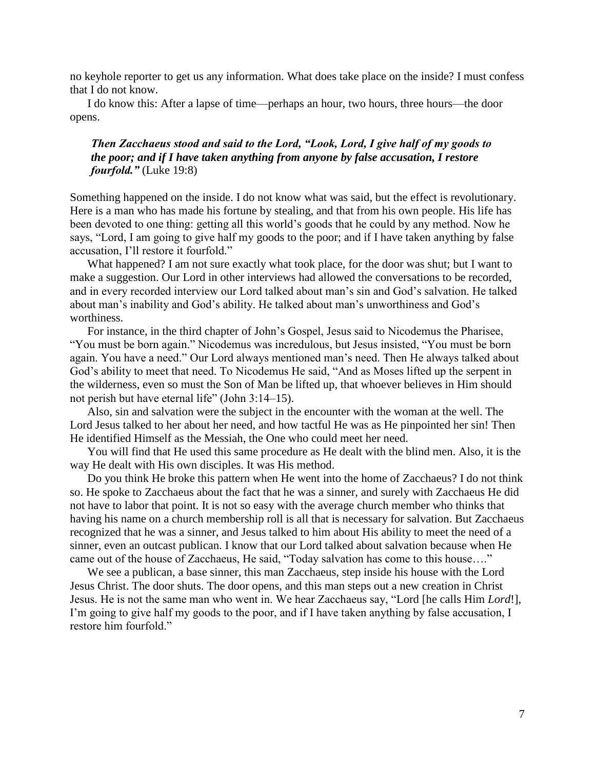no keyhole reporter to get us any information. What does take place on the inside? I must confess that I do not know.

I do know this: After a lapse of time—perhaps an hour, two hours, three hours—the door opens.

> ***Then Zacchaeus stood and said to the Lord, "Look, Lord, I give half of my goods to the poor; and if I have taken anything from anyone by false accusation, I restore fourfold."*** (Luke 19:8)

Something happened on the inside. I do not know what was said, but the effect is revolutionary. Here is a man who has made his fortune by stealing, and that from his own people. His life has been devoted to one thing: getting all this world's goods that he could by any method. Now he says, "Lord, I am going to give half my goods to the poor; and if I have taken anything by false accusation, I'll restore it fourfold."

What happened? I am not sure exactly what took place, for the door was shut; but I want to make a suggestion. Our Lord in other interviews had allowed the conversations to be recorded, and in every recorded interview our Lord talked about man's sin and God's salvation. He talked about man's inability and God's ability. He talked about man's unworthiness and God's worthiness.

For instance, in the third chapter of John's Gospel, Jesus said to Nicodemus the Pharisee, "You must be born again." Nicodemus was incredulous, but Jesus insisted, "You must be born again. You have a need." Our Lord always mentioned man's need. Then He always talked about God's ability to meet that need. To Nicodemus He said, "And as Moses lifted up the serpent in the wilderness, even so must the Son of Man be lifted up, that whoever believes in Him should not perish but have eternal life" (John 3:14–15).

Also, sin and salvation were the subject in the encounter with the woman at the well. The Lord Jesus talked to her about her need, and how tactful He was as He pinpointed her sin! Then He identified Himself as the Messiah, the One who could meet her need.

You will find that He used this same procedure as He dealt with the blind men. Also, it is the way He dealt with His own disciples. It was His method.

Do you think He broke this pattern when He went into the home of Zacchaeus? I do not think so. He spoke to Zacchaeus about the fact that he was a sinner, and surely with Zacchaeus He did not have to labor that point. It is not so easy with the average church member who thinks that having his name on a church membership roll is all that is necessary for salvation. But Zacchaeus recognized that he was a sinner, and Jesus talked to him about His ability to meet the need of a sinner, even an outcast publican. I know that our Lord talked about salvation because when He came out of the house of Zacchaeus, He said, "Today salvation has come to this house…."

We see a publican, a base sinner, this man Zacchaeus, step inside his house with the Lord Jesus Christ. The door shuts. The door opens, and this man steps out a new creation in Christ Jesus. He is not the same man who went in. We hear Zacchaeus say, "Lord [he calls Him *Lord*!], I'm going to give half my goods to the poor, and if I have taken anything by false accusation, I restore him fourfold."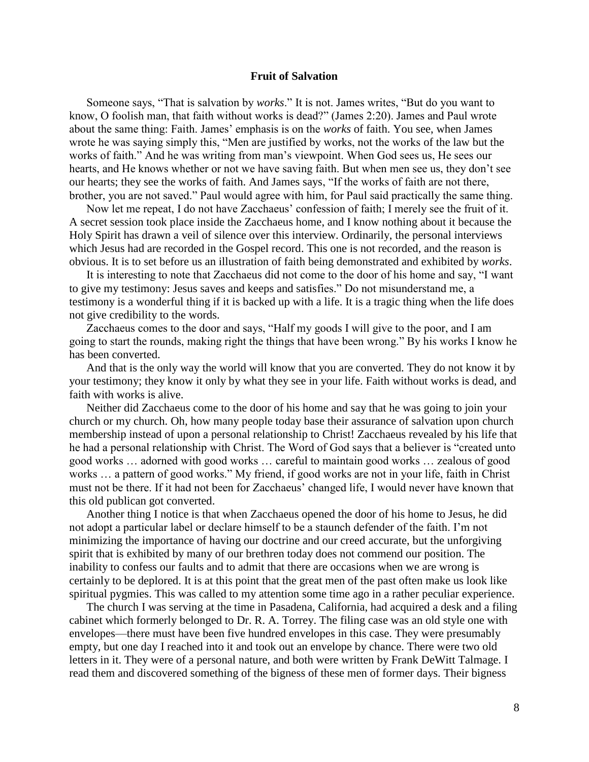### Fruit of Salvation

Someone says, "That is salvation by *works*." It is not. James writes, "But do you want to know, O foolish man, that faith without works is dead?" (James 2:20). James and Paul wrote about the same thing: Faith. James' emphasis is on the *works* of faith. You see, when James wrote he was saying simply this, "Men are justified by works, not the works of the law but the works of faith." And he was writing from man's viewpoint. When God sees us, He sees our hearts, and He knows whether or not we have saving faith. But when men see us, they don't see our hearts; they see the works of faith. And James says, "If the works of faith are not there, brother, you are not saved." Paul would agree with him, for Paul said practically the same thing.

Now let me repeat, I do not have Zacchaeus' confession of faith; I merely see the fruit of it. A secret session took place inside the Zacchaeus home, and I know nothing about it because the Holy Spirit has drawn a veil of silence over this interview. Ordinarily, the personal interviews which Jesus had are recorded in the Gospel record. This one is not recorded, and the reason is obvious. It is to set before us an illustration of faith being demonstrated and exhibited by *works*.

It is interesting to note that Zacchaeus did not come to the door of his home and say, "I want to give my testimony: Jesus saves and keeps and satisfies." Do not misunderstand me, a testimony is a wonderful thing if it is backed up with a life. It is a tragic thing when the life does not give credibility to the words.

Zacchaeus comes to the door and says, "Half my goods I will give to the poor, and I am going to start the rounds, making right the things that have been wrong." By his works I know he has been converted.

And that is the only way the world will know that you are converted. They do not know it by your testimony; they know it only by what they see in your life. Faith without works is dead, and faith with works is alive.

Neither did Zacchaeus come to the door of his home and say that he was going to join your church or my church. Oh, how many people today base their assurance of salvation upon church membership instead of upon a personal relationship to Christ! Zacchaeus revealed by his life that he had a personal relationship with Christ. The Word of God says that a believer is "created unto good works … adorned with good works … careful to maintain good works … zealous of good works … a pattern of good works." My friend, if good works are not in your life, faith in Christ must not be there. If it had not been for Zacchaeus' changed life, I would never have known that this old publican got converted.

Another thing I notice is that when Zacchaeus opened the door of his home to Jesus, he did not adopt a particular label or declare himself to be a staunch defender of the faith. I'm not minimizing the importance of having our doctrine and our creed accurate, but the unforgiving spirit that is exhibited by many of our brethren today does not commend our position. The inability to confess our faults and to admit that there are occasions when we are wrong is certainly to be deplored. It is at this point that the great men of the past often make us look like spiritual pygmies. This was called to my attention some time ago in a rather peculiar experience.

The church I was serving at the time in Pasadena, California, had acquired a desk and a filing cabinet which formerly belonged to Dr. R. A. Torrey. The filing case was an old style one with envelopes—there must have been five hundred envelopes in this case. They were presumably empty, but one day I reached into it and took out an envelope by chance. There were two old letters in it. They were of a personal nature, and both were written by Frank DeWitt Talmage. I read them and discovered something of the bigness of these men of former days. Their bigness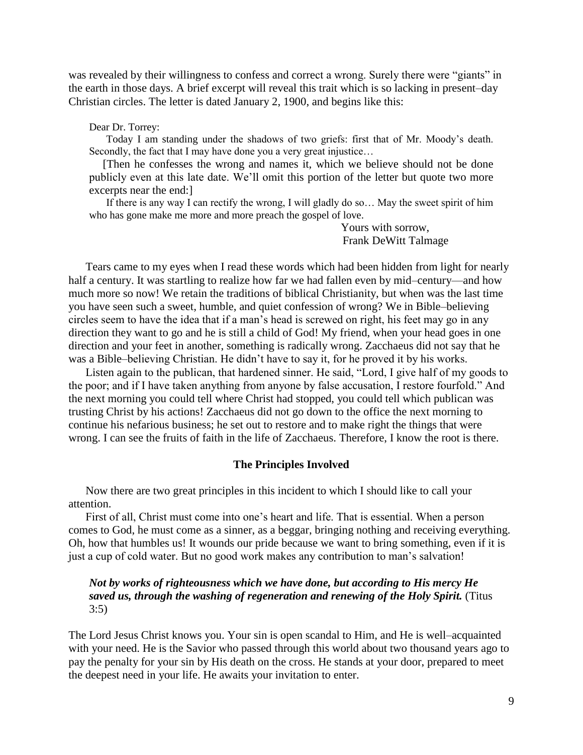was revealed by their willingness to confess and correct a wrong. Surely there were "giants" in the earth in those days. A brief excerpt will reveal this trait which is so lacking in present–day Christian circles. The letter is dated January 2, 1900, and begins like this:

> Dear Dr. Torrey:
>
> Today I am standing under the shadows of two griefs: first that of Mr. Moody's death. Secondly, the fact that I may have done you a very great injustice…
>
> [Then he confesses the wrong and names it, which we believe should not be done publicly even at this late date. We'll omit this portion of the letter but quote two more excerpts near the end:]
>
> If there is any way I can rectify the wrong, I will gladly do so… May the sweet spirit of him who has gone make me more and more preach the gospel of love.
>
> Yours with sorrow,
> Frank DeWitt Talmage

Tears came to my eyes when I read these words which had been hidden from light for nearly half a century. It was startling to realize how far we had fallen even by mid–century—and how much more so now! We retain the traditions of biblical Christianity, but when was the last time you have seen such a sweet, humble, and quiet confession of wrong? We in Bible–believing circles seem to have the idea that if a man's head is screwed on right, his feet may go in any direction they want to go and he is still a child of God! My friend, when your head goes in one direction and your feet in another, something is radically wrong. Zacchaeus did not say that he was a Bible–believing Christian. He didn't have to say it, for he proved it by his works.

Listen again to the publican, that hardened sinner. He said, "Lord, I give half of my goods to the poor; and if I have taken anything from anyone by false accusation, I restore fourfold." And the next morning you could tell where Christ had stopped, you could tell which publican was trusting Christ by his actions! Zacchaeus did not go down to the office the next morning to continue his nefarious business; he set out to restore and to make right the things that were wrong. I can see the fruits of faith in the life of Zacchaeus. Therefore, I know the root is there.

### The Principles Involved

Now there are two great principles in this incident to which I should like to call your attention.

First of all, Christ must come into one's heart and life. That is essential. When a person comes to God, he must come as a sinner, as a beggar, bringing nothing and receiving everything. Oh, how that humbles us! It wounds our pride because we want to bring something, even if it is just a cup of cold water. But no good work makes any contribution to man's salvation!

> ***Not by works of righteousness which we have done, but according to His mercy He saved us, through the washing of regeneration and renewing of the Holy Spirit.*** (Titus 3:5)

The Lord Jesus Christ knows you. Your sin is open scandal to Him, and He is well–acquainted with your need. He is the Savior who passed through this world about two thousand years ago to pay the penalty for your sin by His death on the cross. He stands at your door, prepared to meet the deepest need in your life. He awaits your invitation to enter.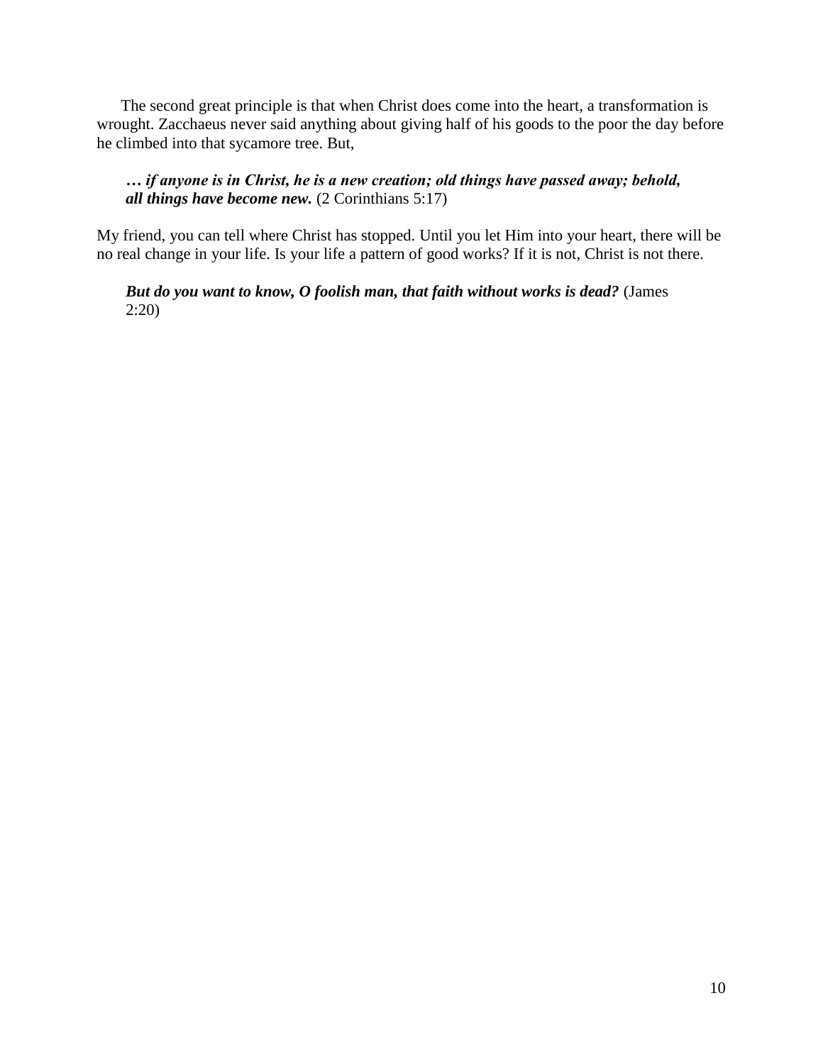The second great principle is that when Christ does come into the heart, a transformation is wrought. Zacchaeus never said anything about giving half of his goods to the poor the day before he climbed into that sycamore tree. But,

> ***… if anyone is in Christ, he is a new creation; old things have passed away; behold, all things have become new.*** (2 Corinthians 5:17)

My friend, you can tell where Christ has stopped. Until you let Him into your heart, there will be no real change in your life. Is your life a pattern of good works? If it is not, Christ is not there.

> ***But do you want to know, O foolish man, that faith without works is dead?*** (James 2:20)